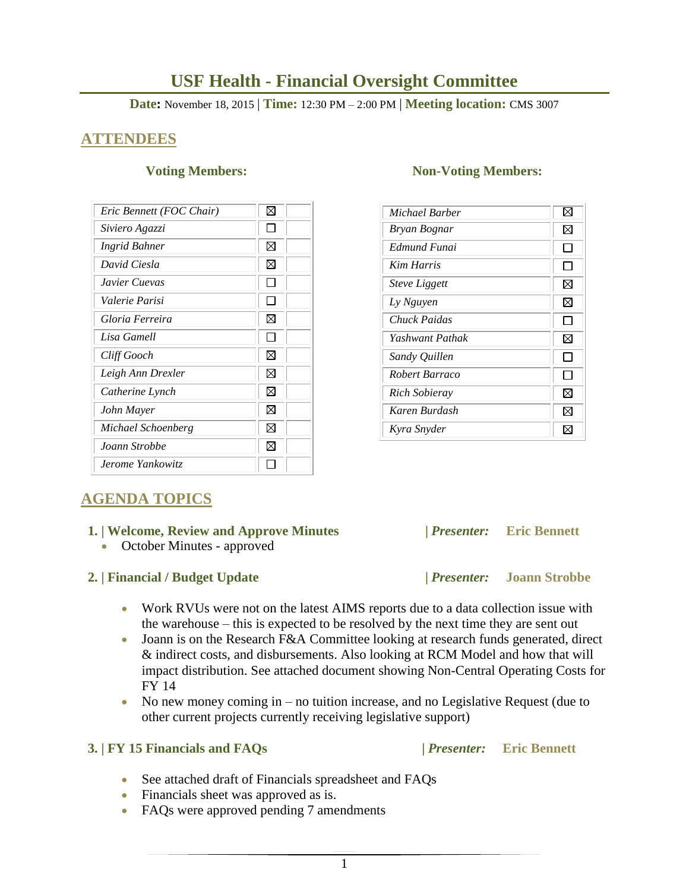# USF Health - Financial Oversight Committee

**Date:** November 18, 2015 | **Time:** 12:30 PM – 2:00 PM | **Meeting location:** CMS 3007

## ATTENDEES

### Voting Members:

| Name | Present |
|---|---|
| *Eric Bennett (FOC Chair)* | ☒ |
| *Siviero Agazzi* | ☐ |
| *Ingrid Bahner* | ☒ |
| *David Ciesla* | ☒ |
| *Javier Cuevas* | ☐ |
| *Valerie Parisi* | ☐ |
| *Gloria Ferreira* | ☒ |
| *Lisa Gamell* | ☐ |
| *Cliff Gooch* | ☒ |
| *Leigh Ann Drexler* | ☒ |
| *Catherine Lynch* | ☒ |
| *John Mayer* | ☒ |
| *Michael Schoenberg* | ☒ |
| *Joann Strobbe* | ☒ |
| *Jerome Yankowitz* | ☐ |

### Non-Voting Members:

| Name | Present |
|---|---|
| *Michael Barber* | ☒ |
| *Bryan Bognar* | ☒ |
| *Edmund Funai* | ☐ |
| *Kim Harris* | ☐ |
| *Steve Liggett* | ☒ |
| *Ly Nguyen* | ☒ |
| *Chuck Paidas* | ☐ |
| *Yashwant Pathak* | ☒ |
| *Sandy Quillen* | ☐ |
| *Robert Barraco* | ☐ |
| *Rich Sobieray* | ☒ |
| *Karen Burdash* | ☒ |
| *Kyra Snyder* | ☒ |

## AGENDA TOPICS

### 1. | Welcome, Review and Approve Minutes | *Presenter:* Eric Bennett

- October Minutes - approved

### 2. | Financial / Budget Update | *Presenter:* Joann Strobbe

- Work RVUs were not on the latest AIMS reports due to a data collection issue with the warehouse – this is expected to be resolved by the next time they are sent out
- Joann is on the Research F&A Committee looking at research funds generated, direct & indirect costs, and disbursements. Also looking at RCM Model and how that will impact distribution. See attached document showing Non-Central Operating Costs for FY 14
- No new money coming in – no tuition increase, and no Legislative Request (due to other current projects currently receiving legislative support)

### 3. | FY 15 Financials and FAQs | *Presenter:* Eric Bennett

- See attached draft of Financials spreadsheet and FAQs
- Financials sheet was approved as is.
- FAQs were approved pending 7 amendments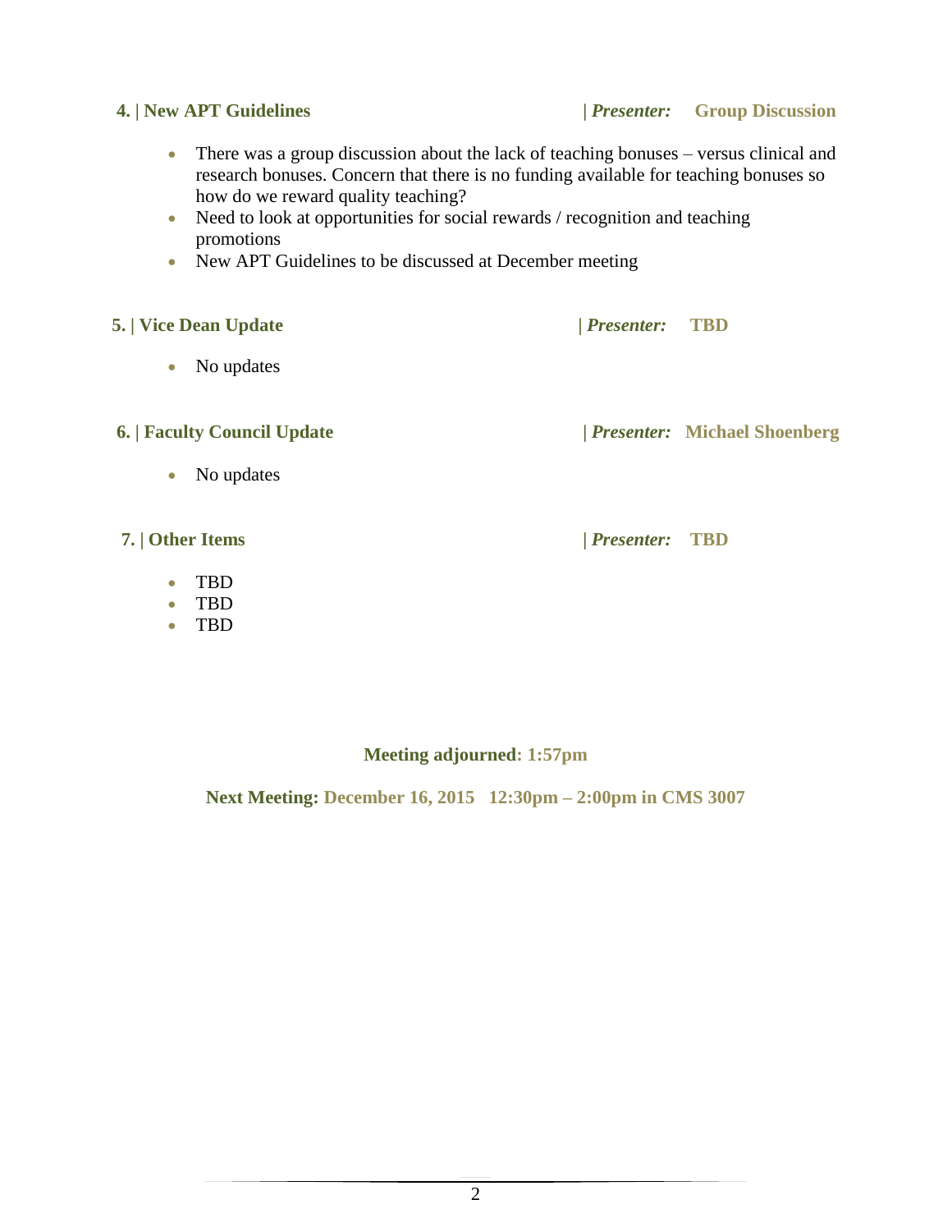**4. | New APT Guidelines** | ***Presenter:*** **Group Discussion**

- There was a group discussion about the lack of teaching bonuses – versus clinical and research bonuses. Concern that there is no funding available for teaching bonuses so how do we reward quality teaching?
- Need to look at opportunities for social rewards / recognition and teaching promotions
- New APT Guidelines to be discussed at December meeting

**5. | Vice Dean Update** | ***Presenter:*** **TBD**

- No updates

**6. | Faculty Council Update** | ***Presenter:*** **Michael Shoenberg**

- No updates

**7. | Other Items** | ***Presenter:*** **TBD**

- TBD
- TBD
- TBD

**Meeting adjourned: 1:57pm**

**Next Meeting: December 16, 2015 12:30pm – 2:00pm in CMS 3007**